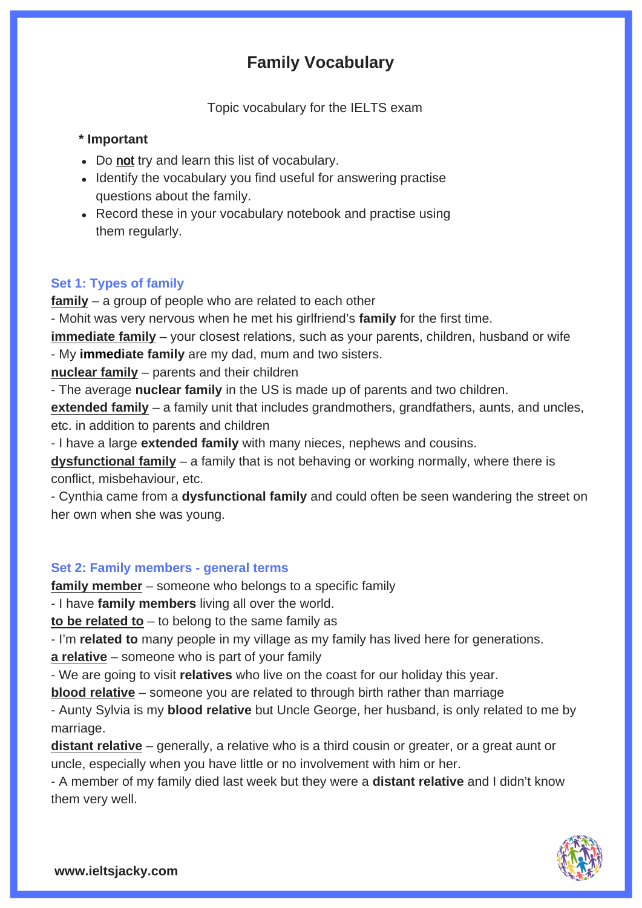# Family Vocabulary

Topic vocabulary for the IELTS exam

**\* Important**

- Do **not** try and learn this list of vocabulary.
- Identify the vocabulary you find useful for answering practise questions about the family.
- Record these in your vocabulary notebook and practise using them regularly.

### Set 1: Types of family

**family** – a group of people who are related to each other
- Mohit was very nervous when he met his girlfriend's **family** for the first time.

**immediate family** – your closest relations, such as your parents, children, husband or wife
- My **immediate family** are my dad, mum and two sisters.

**nuclear family** – parents and their children
- The average **nuclear family** in the US is made up of parents and two children.

**extended family** – a family unit that includes grandmothers, grandfathers, aunts, and uncles, etc. in addition to parents and children
- I have a large **extended family** with many nieces, nephews and cousins.

**dysfunctional family** – a family that is not behaving or working normally, where there is conflict, misbehaviour, etc.
- Cynthia came from a **dysfunctional family** and could often be seen wandering the street on her own when she was young.

### Set 2: Family members - general terms

**family member** – someone who belongs to a specific family
- I have **family members** living all over the world.

**to be related to** – to belong to the same family as
- I'm **related to** many people in my village as my family has lived here for generations.

**a relative** – someone who is part of your family
- We are going to visit **relatives** who live on the coast for our holiday this year.

**blood relative** – someone you are related to through birth rather than marriage
- Aunty Sylvia is my **blood relative** but Uncle George, her husband, is only related to me by marriage.

**distant relative** – generally, a relative who is a third cousin or greater, or a great aunt or uncle, especially when you have little or no involvement with him or her.
- A member of my family died last week but they were a **distant relative** and I didn't know them very well.

www.ieltsjacky.com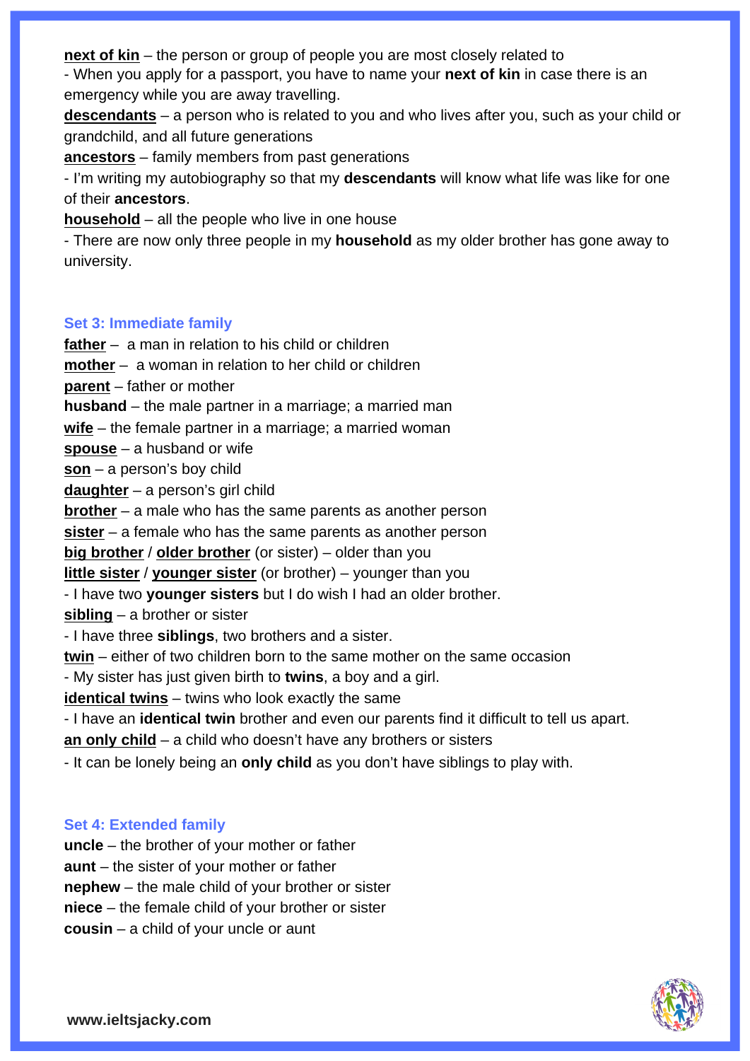**next of kin** – the person or group of people you are most closely related to

- When you apply for a passport, you have to name your **next of kin** in case there is an emergency while you are away travelling.

**descendants** – a person who is related to you and who lives after you, such as your child or grandchild, and all future generations

**ancestors** – family members from past generations

- I'm writing my autobiography so that my **descendants** will know what life was like for one of their **ancestors**.

**household** – all the people who live in one house

- There are now only three people in my **household** as my older brother has gone away to university.

### Set 3: Immediate family

**father** – a man in relation to his child or children

**mother** – a woman in relation to her child or children

**parent** – father or mother

**husband** – the male partner in a marriage; a married man

**wife** – the female partner in a marriage; a married woman

**spouse** – a husband or wife

**son** – a person's boy child

**daughter** – a person's girl child

**brother** – a male who has the same parents as another person

**sister** – a female who has the same parents as another person

**big brother** / **older brother** (or sister) – older than you

**little sister** / **younger sister** (or brother) – younger than you

- I have two **younger sisters** but I do wish I had an older brother.

**sibling** – a brother or sister

- I have three **siblings**, two brothers and a sister.

**twin** – either of two children born to the same mother on the same occasion

- My sister has just given birth to **twins**, a boy and a girl.

**identical twins** – twins who look exactly the same

- I have an **identical twin** brother and even our parents find it difficult to tell us apart.

**an only child** – a child who doesn't have any brothers or sisters

- It can be lonely being an **only child** as you don't have siblings to play with.

### Set 4: Extended family

**uncle** – the brother of your mother or father

**aunt** – the sister of your mother or father

**nephew** – the male child of your brother or sister

**niece** – the female child of your brother or sister

**cousin** – a child of your uncle or aunt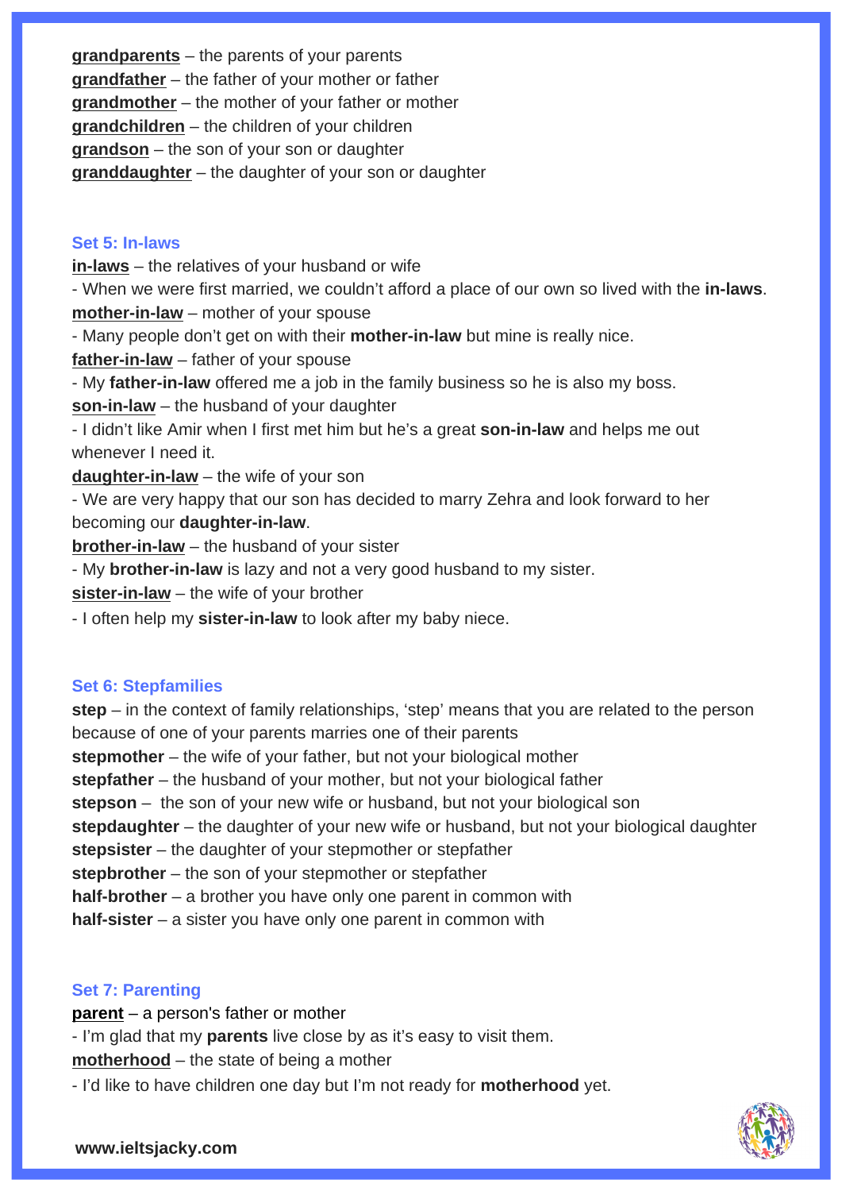**grandparents** – the parents of your parents
**grandfather** – the father of your mother or father
**grandmother** – the mother of your father or mother
**grandchildren** – the children of your children
**grandson** – the son of your son or daughter
**granddaughter** – the daughter of your son or daughter

### Set 5: In-laws

**in-laws** – the relatives of your husband or wife
- When we were first married, we couldn't afford a place of our own so lived with the **in-laws**.

**mother-in-law** – mother of your spouse
- Many people don't get on with their **mother-in-law** but mine is really nice.

**father-in-law** – father of your spouse
- My **father-in-law** offered me a job in the family business so he is also my boss.

**son-in-law** – the husband of your daughter
- I didn't like Amir when I first met him but he's a great **son-in-law** and helps me out whenever I need it.

**daughter-in-law** – the wife of your son
- We are very happy that our son has decided to marry Zehra and look forward to her becoming our **daughter-in-law**.

**brother-in-law** – the husband of your sister
- My **brother-in-law** is lazy and not a very good husband to my sister.

**sister-in-law** – the wife of your brother
- I often help my **sister-in-law** to look after my baby niece.

### Set 6: Stepfamilies

**step** – in the context of family relationships, 'step' means that you are related to the person because of one of your parents marries one of their parents
**stepmother** – the wife of your father, but not your biological mother
**stepfather** – the husband of your mother, but not your biological father
**stepson** – the son of your new wife or husband, but not your biological son
**stepdaughter** – the daughter of your new wife or husband, but not your biological daughter
**stepsister** – the daughter of your stepmother or stepfather
**stepbrother** – the son of your stepmother or stepfather
**half-brother** – a brother you have only one parent in common with
**half-sister** – a sister you have only one parent in common with

### Set 7: Parenting

**parent** – a person's father or mother
- I'm glad that my **parents** live close by as it's easy to visit them.

**motherhood** – the state of being a mother
- I'd like to have children one day but I'm not ready for **motherhood** yet.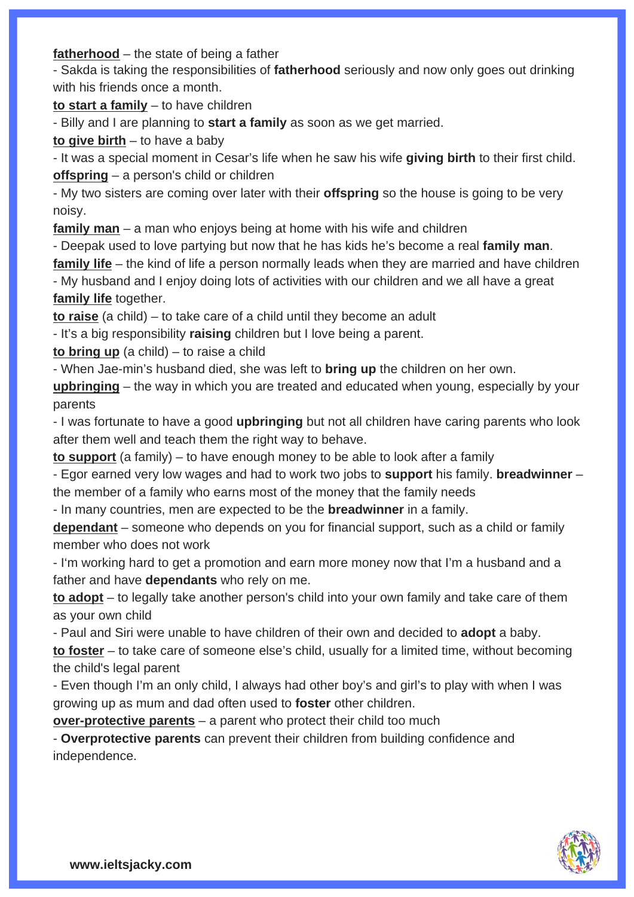**fatherhood** – the state of being a father

- Sakda is taking the responsibilities of **fatherhood** seriously and now only goes out drinking with his friends once a month.

**to start a family** – to have children

- Billy and I are planning to **start a family** as soon as we get married.

**to give birth** – to have a baby

- It was a special moment in Cesar's life when he saw his wife **giving birth** to their first child.

**offspring** – a person's child or children

- My two sisters are coming over later with their **offspring** so the house is going to be very noisy.

**family man** – a man who enjoys being at home with his wife and children

- Deepak used to love partying but now that he has kids he's become a real **family man**.

**family life** – the kind of life a person normally leads when they are married and have children

- My husband and I enjoy doing lots of activities with our children and we all have a great **family life** together.

**to raise** (a child) – to take care of a child until they become an adult

- It's a big responsibility **raising** children but I love being a parent.

**to bring up** (a child) – to raise a child

- When Jae-min's husband died, she was left to **bring up** the children on her own.

**upbringing** – the way in which you are treated and educated when young, especially by your parents

- I was fortunate to have a good **upbringing** but not all children have caring parents who look after them well and teach them the right way to behave.

**to support** (a family) – to have enough money to be able to look after a family

- Egor earned very low wages and had to work two jobs to **support** his family. **breadwinner** – the member of a family who earns most of the money that the family needs

- In many countries, men are expected to be the **breadwinner** in a family.

**dependant** – someone who depends on you for financial support, such as a child or family member who does not work

- I'm working hard to get a promotion and earn more money now that I'm a husband and a father and have **dependants** who rely on me.

**to adopt** – to legally take another person's child into your own family and take care of them as your own child

- Paul and Siri were unable to have children of their own and decided to **adopt** a baby.

**to foster** – to take care of someone else's child, usually for a limited time, without becoming the child's legal parent

- Even though I'm an only child, I always had other boy's and girl's to play with when I was growing up as mum and dad often used to **foster** other children.

**over-protective parents** – a parent who protect their child too much

- **Overprotective parents** can prevent their children from building confidence and independence.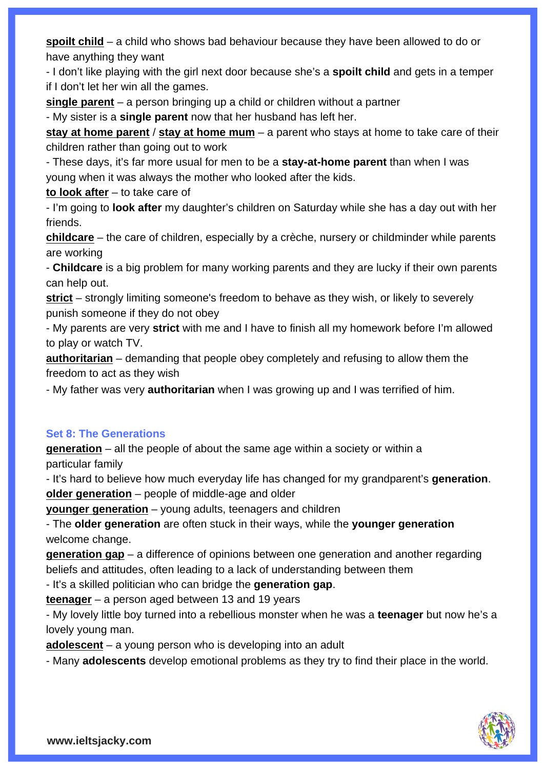**<u>spoilt child</u>** – a child who shows bad behaviour because they have been allowed to do or have anything they want

- I don't like playing with the girl next door because she's a **spoilt child** and gets in a temper if I don't let her win all the games.

**<u>single parent</u>** – a person bringing up a child or children without a partner

- My sister is a **single parent** now that her husband has left her.

**<u>stay at home parent</u>** / **<u>stay at home mum</u>** – a parent who stays at home to take care of their children rather than going out to work

- These days, it's far more usual for men to be a **stay-at-home parent** than when I was young when it was always the mother who looked after the kids.

**<u>to look after</u>** – to take care of

- I'm going to **look after** my daughter's children on Saturday while she has a day out with her friends.

**<u>childcare</u>** – the care of children, especially by a crèche, nursery or childminder while parents are working

- **Childcare** is a big problem for many working parents and they are lucky if their own parents can help out.

**<u>strict</u>** – strongly limiting someone's freedom to behave as they wish, or likely to severely punish someone if they do not obey

- My parents are very **strict** with me and I have to finish all my homework before I'm allowed to play or watch TV.

**<u>authoritarian</u>** – demanding that people obey completely and refusing to allow them the freedom to act as they wish

- My father was very **authoritarian** when I was growing up and I was terrified of him.

### Set 8: The Generations

**<u>generation</u>** – all the people of about the same age within a society or within a particular family

- It's hard to believe how much everyday life has changed for my grandparent's **generation**.

**<u>older generation</u>** – people of middle-age and older

**<u>younger generation</u>** – young adults, teenagers and children

- The **older generation** are often stuck in their ways, while the **younger generation** welcome change.

**<u>generation gap</u>** – a difference of opinions between one generation and another regarding beliefs and attitudes, often leading to a lack of understanding between them

- It's a skilled politician who can bridge the **generation gap**.

**<u>teenager</u>** – a person aged between 13 and 19 years

- My lovely little boy turned into a rebellious monster when he was a **teenager** but now he's a lovely young man.

**<u>adolescent</u>** – a young person who is developing into an adult

- Many **adolescents** develop emotional problems as they try to find their place in the world.

www.ieltsjacky.com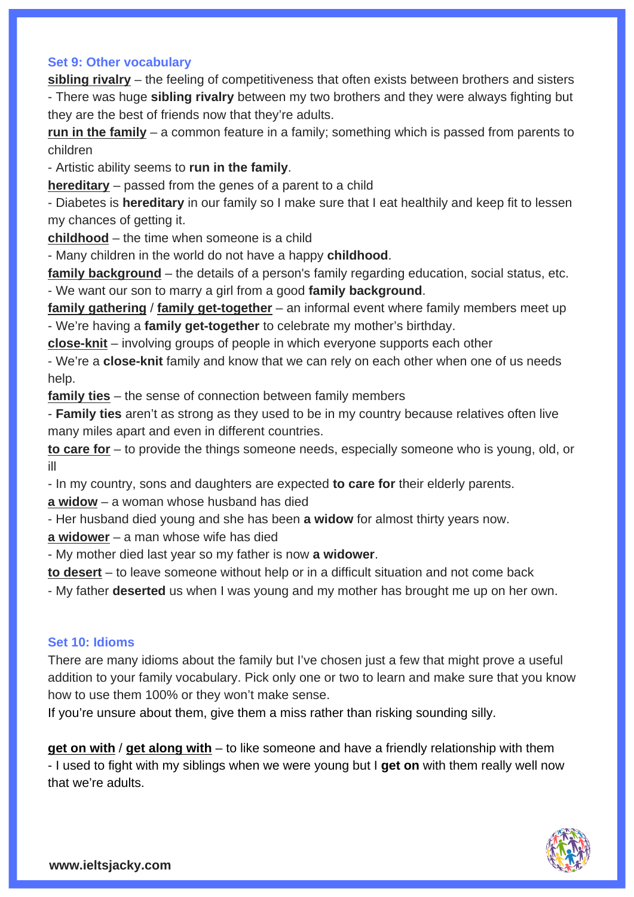### Set 9: Other vocabulary

**sibling rivalry** – the feeling of competitiveness that often exists between brothers and sisters
- There was huge **sibling rivalry** between my two brothers and they were always fighting but they are the best of friends now that they're adults.

**run in the family** – a common feature in a family; something which is passed from parents to children
- Artistic ability seems to **run in the family**.

**hereditary** – passed from the genes of a parent to a child
- Diabetes is **hereditary** in our family so I make sure that I eat healthily and keep fit to lessen my chances of getting it.

**childhood** – the time when someone is a child
- Many children in the world do not have a happy **childhood**.

**family background** – the details of a person's family regarding education, social status, etc.
- We want our son to marry a girl from a good **family background**.

**family gathering** / **family get-together** – an informal event where family members meet up
- We're having a **family get-together** to celebrate my mother's birthday.

**close-knit** – involving groups of people in which everyone supports each other
- We're a **close-knit** family and know that we can rely on each other when one of us needs help.

**family ties** – the sense of connection between family members
- **Family ties** aren't as strong as they used to be in my country because relatives often live many miles apart and even in different countries.

**to care for** – to provide the things someone needs, especially someone who is young, old, or ill
- In my country, sons and daughters are expected **to care for** their elderly parents.

**a widow** – a woman whose husband has died
- Her husband died young and she has been **a widow** for almost thirty years now.

**a widower** – a man whose wife has died
- My mother died last year so my father is now **a widower**.

**to desert** – to leave someone without help or in a difficult situation and not come back
- My father **deserted** us when I was young and my mother has brought me up on her own.

### Set 10: Idioms

There are many idioms about the family but I've chosen just a few that might prove a useful addition to your family vocabulary. Pick only one or two to learn and make sure that you know how to use them 100% or they won't make sense.
If you're unsure about them, give them a miss rather than risking sounding silly.

**get on with** / **get along with** – to like someone and have a friendly relationship with them
- I used to fight with my siblings when we were young but I **get on** with them really well now that we're adults.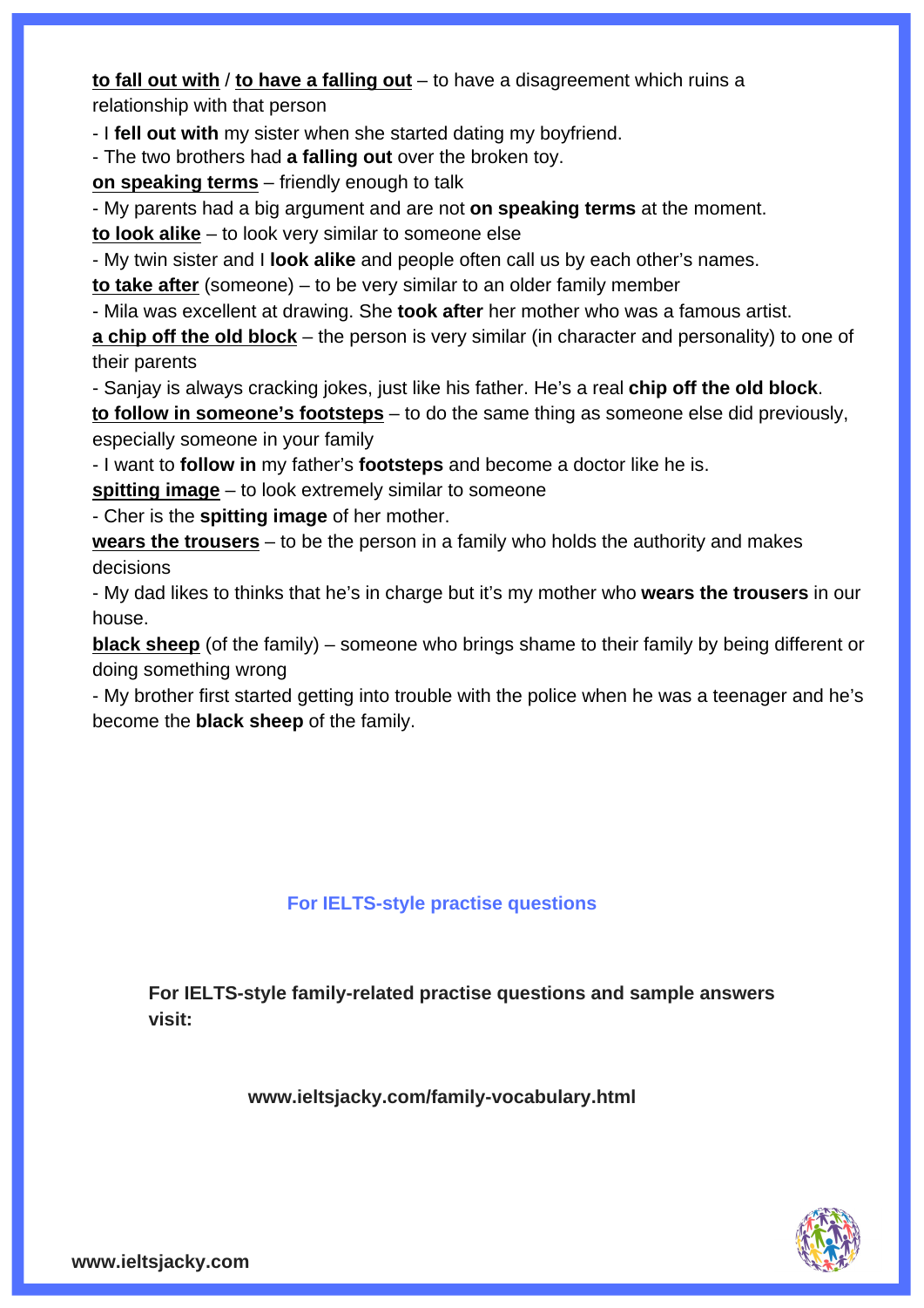**<u>to fall out with</u>** / **<u>to have a falling out</u>** – to have a disagreement which ruins a relationship with that person

- I **fell out with** my sister when she started dating my boyfriend.
- The two brothers had **a falling out** over the broken toy.

**<u>on speaking terms</u>** – friendly enough to talk

- My parents had a big argument and are not **on speaking terms** at the moment.

**<u>to look alike</u>** – to look very similar to someone else

- My twin sister and I **look alike** and people often call us by each other's names.

**<u>to take after</u>** (someone) – to be very similar to an older family member

- Mila was excellent at drawing. She **took after** her mother who was a famous artist.

**<u>a chip off the old block</u>** – the person is very similar (in character and personality) to one of their parents

- Sanjay is always cracking jokes, just like his father. He's a real **chip off the old block**.

**<u>to follow in someone's footsteps</u>** – to do the same thing as someone else did previously, especially someone in your family

- I want to **follow in** my father's **footsteps** and become a doctor like he is.

**<u>spitting image</u>** – to look extremely similar to someone

- Cher is the **spitting image** of her mother.

**<u>wears the trousers</u>** – to be the person in a family who holds the authority and makes decisions

- My dad likes to thinks that he's in charge but it's my mother who **wears the trousers** in our house.

**<u>black sheep</u>** (of the family) – someone who brings shame to their family by being different or doing something wrong

- My brother first started getting into trouble with the police when he was a teenager and he's become the **black sheep** of the family.

**For IELTS-style practise questions**

**For IELTS-style family-related practise questions and sample answers visit:**

**www.ieltsjacky.com/family-vocabulary.html**